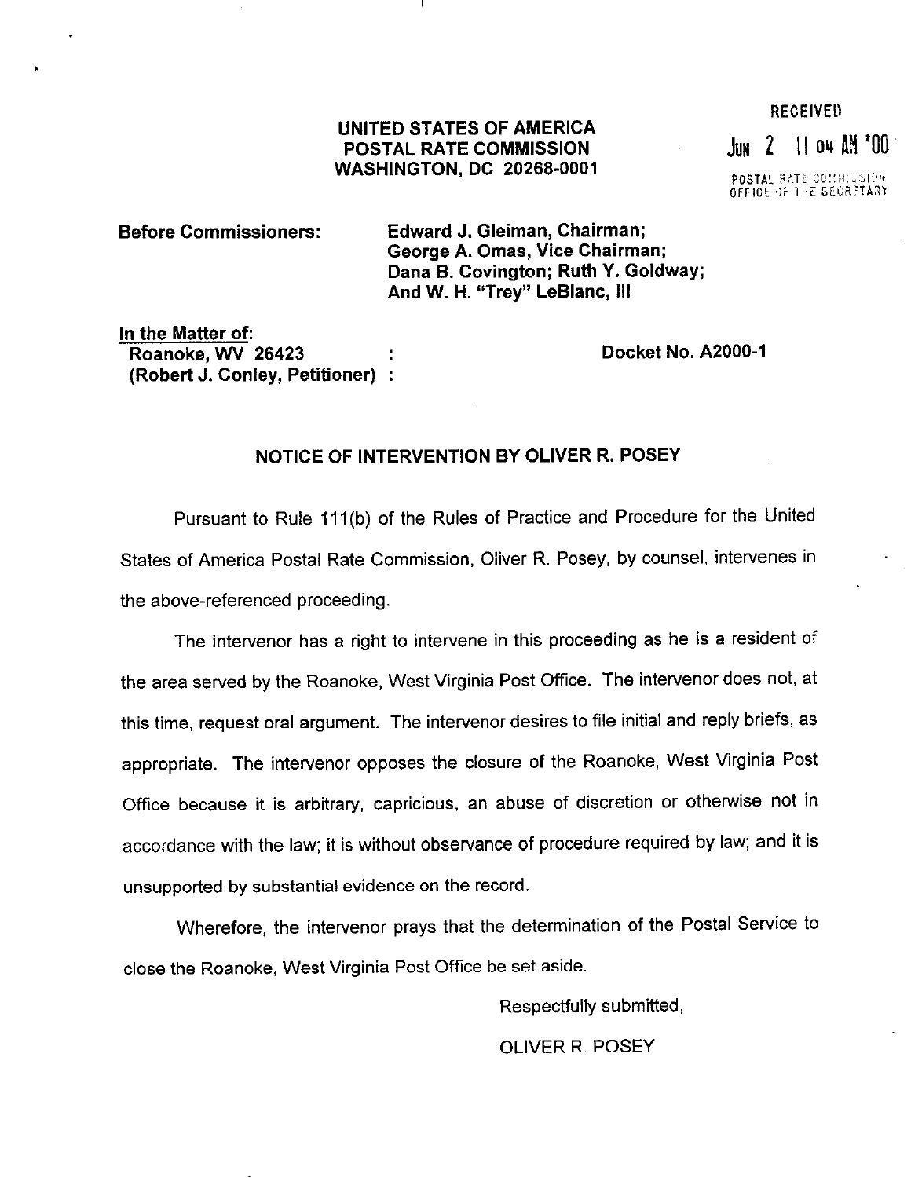RECEIVED

JUN 2 11 04 AM '00

POSTAL RATE COMMISSION
OFFICE OF THE SECRETARY

**UNITED STATES OF AMERICA**
**POSTAL RATE COMMISSION**
**WASHINGTON, DC 20268-0001**

**Before Commissioners:** **Edward J. Gleiman, Chairman; George A. Omas, Vice Chairman; Dana B. Covington; Ruth Y. Goldway; And W. H. "Trey" LeBlanc, III**

**In the Matter of:**
**Roanoke, WV 26423 :**
**(Robert J. Conley, Petitioner) :**

**Docket No. A2000-1**

## NOTICE OF INTERVENTION BY OLIVER R. POSEY

Pursuant to Rule 111(b) of the Rules of Practice and Procedure for the United States of America Postal Rate Commission, Oliver R. Posey, by counsel, intervenes in the above-referenced proceeding.

The intervenor has a right to intervene in this proceeding as he is a resident of the area served by the Roanoke, West Virginia Post Office. The intervenor does not, at this time, request oral argument. The intervenor desires to file initial and reply briefs, as appropriate. The intervenor opposes the closure of the Roanoke, West Virginia Post Office because it is arbitrary, capricious, an abuse of discretion or otherwise not in accordance with the law; it is without observance of procedure required by law; and it is unsupported by substantial evidence on the record.

Wherefore, the intervenor prays that the determination of the Postal Service to close the Roanoke, West Virginia Post Office be set aside.

Respectfully submitted,

OLIVER R. POSEY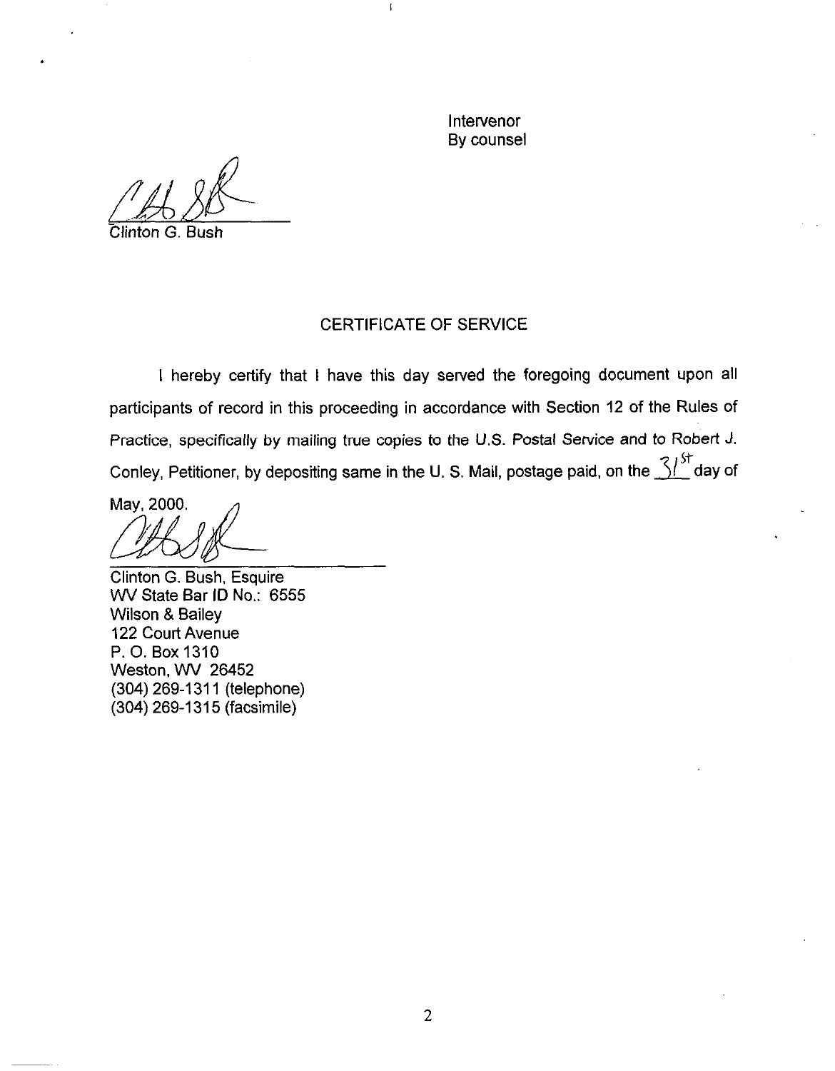Intervenor
By counsel

Clinton G. Bush

## CERTIFICATE OF SERVICE

I hereby certify that I have this day served the foregoing document upon all participants of record in this proceeding in accordance with Section 12 of the Rules of Practice, specifically by mailing true copies to the U.S. Postal Service and to Robert J. Conley, Petitioner, by depositing same in the U. S. Mail, postage paid, on the 31st day of May, 2000.

Clinton G. Bush, Esquire
WV State Bar ID No.: 6555
Wilson & Bailey
122 Court Avenue
P. O. Box 1310
Weston, WV 26452
(304) 269-1311 (telephone)
(304) 269-1315 (facsimile)